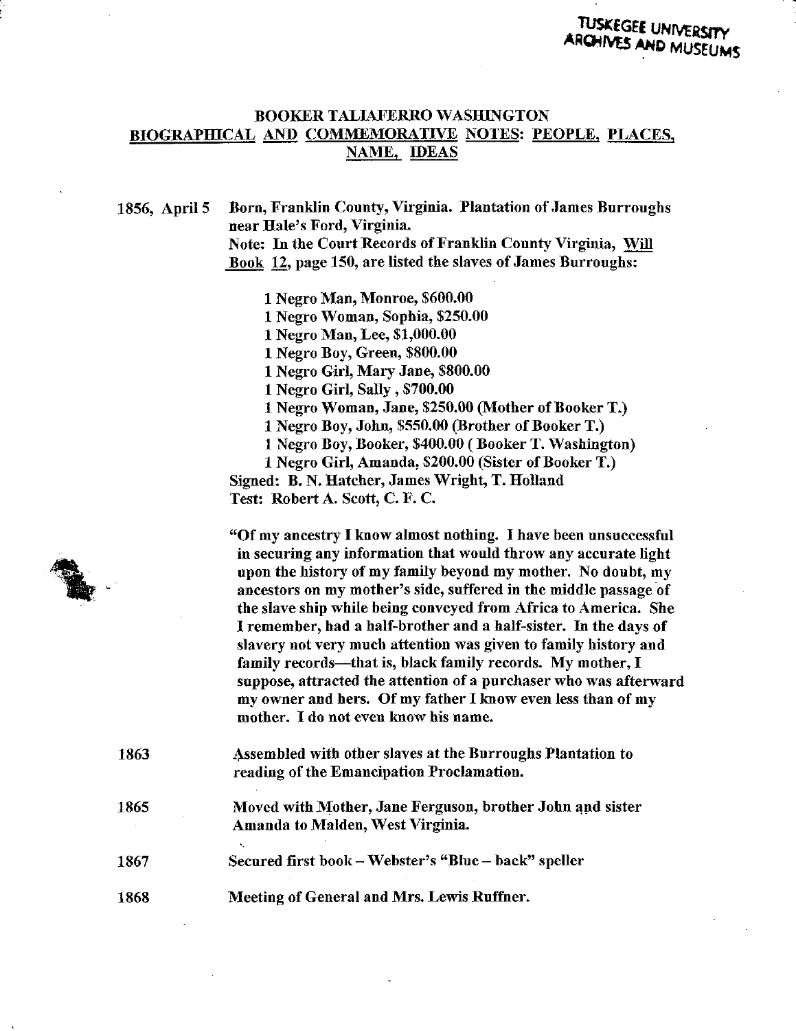TUSKEGEE UNIVERSITY ARCHIVES AND MUSEUMS

# BOOKER TALIAFERRO WASHINGTON

## BIOGRAPHICAL AND COMMEMORATIVE NOTES: PEOPLE, PLACES, NAME, IDEAS

**1856, April 5** Born, Franklin County, Virginia. Plantation of James Burroughs near Hale's Ford, Virginia.

Note: In the Court Records of Franklin County Virginia, Will Book 12, page 150, are listed the slaves of James Burroughs:

1 Negro Man, Monroe, $600.00
1 Negro Woman, Sophia, $250.00
1 Negro Man, Lee, $1,000.00
1 Negro Boy, Green, $800.00
1 Negro Girl, Mary Jane, $800.00
1 Negro Girl, Sally , $700.00
1 Negro Woman, Jane, $250.00 (Mother of Booker T.)
1 Negro Boy, John, $550.00 (Brother of Booker T.)
1 Negro Boy, Booker, $400.00 ( Booker T. Washington)
1 Negro Girl, Amanda, $200.00 (Sister of Booker T.)

Signed: B. N. Hatcher, James Wright, T. Holland
Test: Robert A. Scott, C. F. C.

"Of my ancestry I know almost nothing. I have been unsuccessful in securing any information that would throw any accurate light upon the history of my family beyond my mother. No doubt, my ancestors on my mother's side, suffered in the middle passage of the slave ship while being conveyed from Africa to America. She I remember, had a half-brother and a half-sister. In the days of slavery not very much attention was given to family history and family records—that is, black family records. My mother, I suppose, attracted the attention of a purchaser who was afterward my owner and hers. Of my father I know even less than of my mother. I do not even know his name.

**1863** Assembled with other slaves at the Burroughs Plantation to reading of the Emancipation Proclamation.

**1865** Moved with Mother, Jane Ferguson, brother John and sister Amanda to Malden, West Virginia.

**1867** Secured first book – Webster's "Blue – back" speller

**1868** Meeting of General and Mrs. Lewis Ruffner.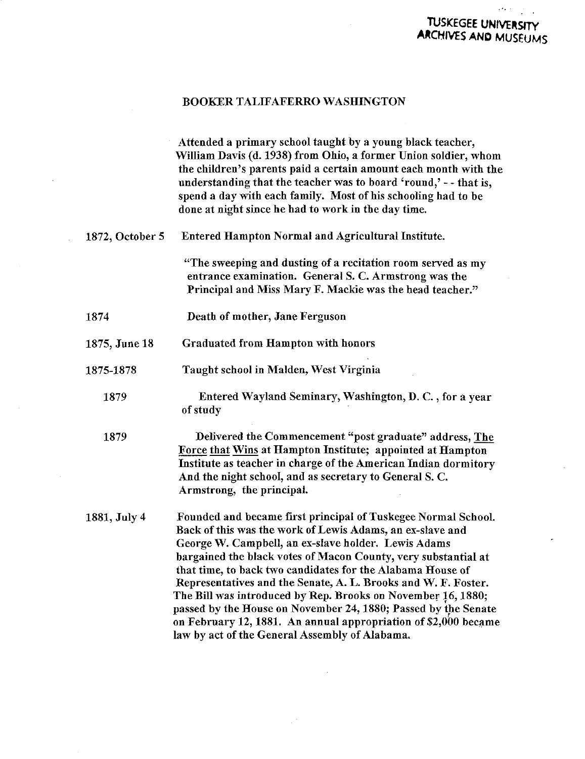# BOOKER TALIFAFERRO WASHINGTON

| | |
|---|---|
| | Attended a primary school taught by a young black teacher, William Davis (d. 1938) from Ohio, a former Union soldier, whom the children's parents paid a certain amount each month with the understanding that the teacher was to board 'round,' - - that is, spend a day with each family. Most of his schooling had to be done at night since he had to work in the day time. |
| 1872, October 5 | Entered Hampton Normal and Agricultural Institute. |
| | "The sweeping and dusting of a recitation room served as my entrance examination. General S. C. Armstrong was the Principal and Miss Mary F. Mackie was the head teacher." |
| 1874 | Death of mother, Jane Ferguson |
| 1875, June 18 | Graduated from Hampton with honors |
| 1875-1878 | Taught school in Malden, West Virginia |
| 1879 | Entered Wayland Seminary, Washington, D. C., for a year of study |
| 1879 | Delivered the Commencement "post graduate" address, <u>The Force that Wins</u> at Hampton Institute; appointed at Hampton Institute as teacher in charge of the American Indian dormitory And the night school, and as secretary to General S. C. Armstrong, the principal. |
| 1881, July 4 | Founded and became first principal of Tuskegee Normal School. Back of this was the work of Lewis Adams, an ex-slave and George W. Campbell, an ex-slave holder. Lewis Adams bargained the black votes of Macon County, very substantial at that time, to back two candidates for the Alabama House of Representatives and the Senate, A. L. Brooks and W. F. Foster. The Bill was introduced by Rep. Brooks on November 16, 1880; passed by the House on November 24, 1880; Passed by the Senate on February 12, 1881. An annual appropriation of $2,000 became law by act of the General Assembly of Alabama. |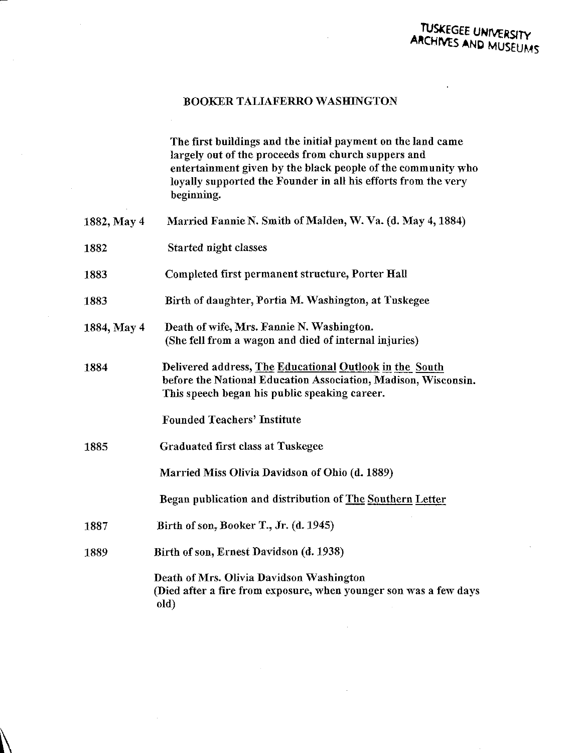## BOOKER TALIAFERRO WASHINGTON

The first buildings and the initial payment on the land came largely out of the proceeds from church suppers and entertainment given by the black people of the community who loyally supported the Founder in all his efforts from the very beginning.

| | |
|---|---|
| 1882, May 4 | Married Fannie N. Smith of Malden, W. Va. (d. May 4, 1884) |
| 1882 | Started night classes |
| 1883 | Completed first permanent structure, Porter Hall |
| 1883 | Birth of daughter, Portia M. Washington, at Tuskegee |
| 1884, May 4 | Death of wife, Mrs. Fannie N. Washington. (She fell from a wagon and died of internal injuries) |
| 1884 | Delivered address, The Educational Outlook in the South before the National Education Association, Madison, Wisconsin. This speech began his public speaking career. |
| | Founded Teachers' Institute |
| 1885 | Graduated first class at Tuskegee |
| | Married Miss Olivia Davidson of Ohio (d. 1889) |
| | Began publication and distribution of The Southern Letter |
| 1887 | Birth of son, Booker T., Jr. (d. 1945) |
| 1889 | Birth of son, Ernest Davidson (d. 1938) |
| | Death of Mrs. Olivia Davidson Washington (Died after a fire from exposure, when younger son was a few days old) |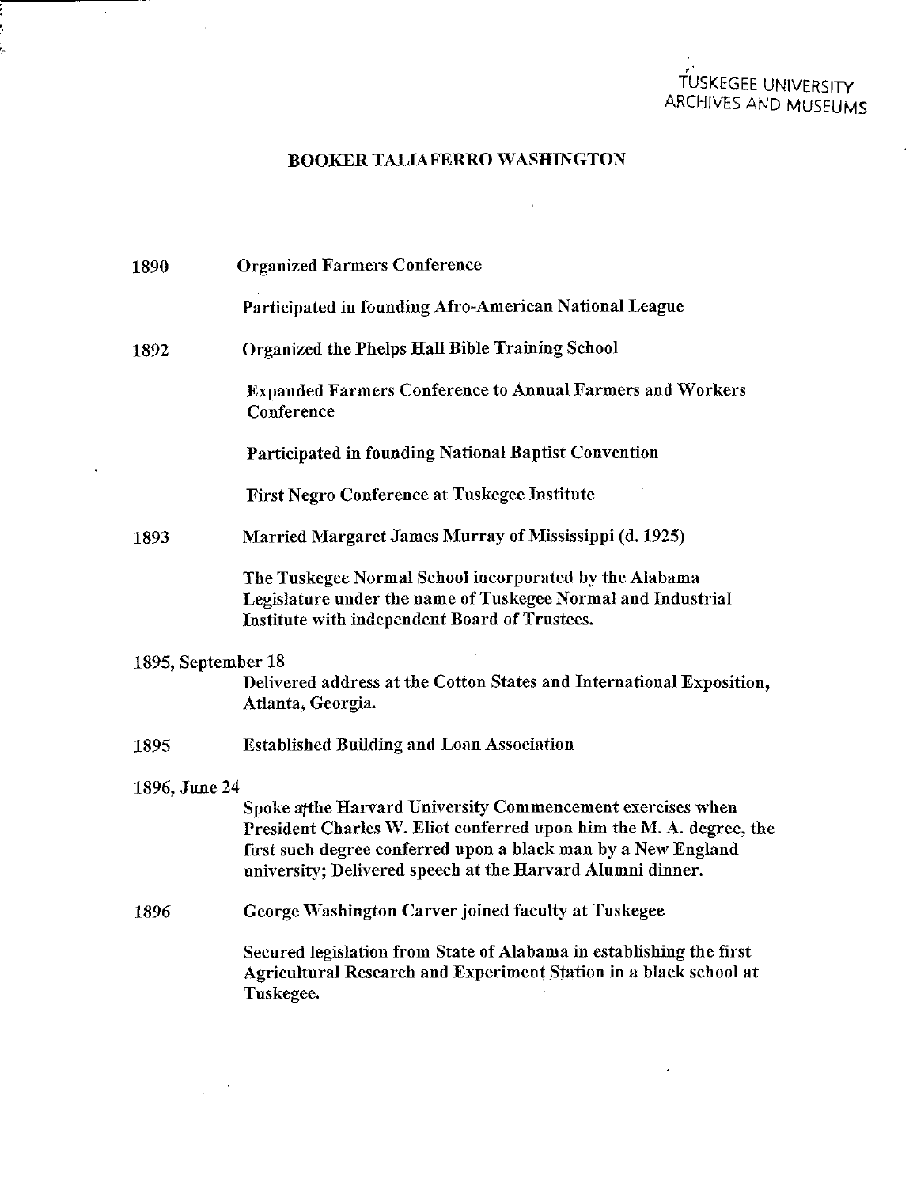TUSKEGEE UNIVERSITY ARCHIVES AND MUSEUMS

## BOOKER TALIAFERRO WASHINGTON

**1890** — **Organized Farmers Conference**

**Participated in founding Afro-American National League**

**1892** — **Organized the Phelps Hall Bible Training School**

**Expanded Farmers Conference to Annual Farmers and Workers Conference**

**Participated in founding National Baptist Convention**

**First Negro Conference at Tuskegee Institute**

**1893** — **Married Margaret James Murray of Mississippi (d. 1925)**

**The Tuskegee Normal School incorporated by the Alabama Legislature under the name of Tuskegee Normal and Industrial Institute with independent Board of Trustees.**

**1895, September 18**

**Delivered address at the Cotton States and International Exposition, Atlanta, Georgia.**

**1895** — **Established Building and Loan Association**

**1896, June 24**

**Spoke at the Harvard University Commencement exercises when President Charles W. Eliot conferred upon him the M. A. degree, the first such degree conferred upon a black man by a New England university; Delivered speech at the Harvard Alumni dinner.**

**1896** — **George Washington Carver joined faculty at Tuskegee**

**Secured legislation from State of Alabama in establishing the first Agricultural Research and Experiment Station in a black school at Tuskegee.**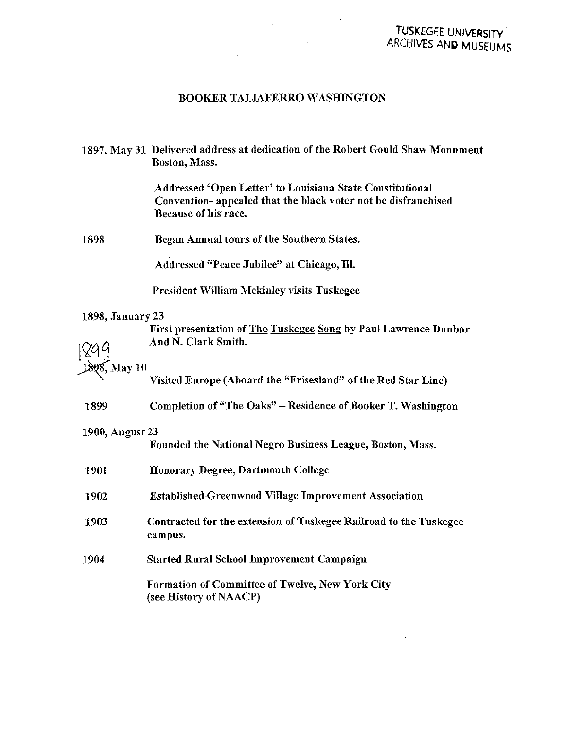TUSKEGEE UNIVERSITY ARCHIVES AND MUSEUMS

## BOOKER TALIAFERRO WASHINGTON

**1897, May 31** Delivered address at dedication of the Robert Gould Shaw Monument Boston, Mass.

Addressed 'Open Letter' to Louisiana State Constitutional Convention- appealed that the black voter not be disfranchised Because of his race.

**1898** Began Annual tours of the Southern States.

Addressed "Peace Jubilee" at Chicago, Ill.

President William Mckinley visits Tuskegee

**1898, January 23**
First presentation of The Tuskegee Song by Paul Lawrence Dunbar And N. Clark Smith.

**~~1898~~ 1899, May 10**
Visited Europe (Aboard the "Frisesland" of the Red Star Line)

**1899** Completion of "The Oaks" – Residence of Booker T. Washington

**1900, August 23**
Founded the National Negro Business League, Boston, Mass.

**1901** Honorary Degree, Dartmouth College

**1902** Established Greenwood Village Improvement Association

**1903** Contracted for the extension of Tuskegee Railroad to the Tuskegee campus.

**1904** Started Rural School Improvement Campaign

Formation of Committee of Twelve, New York City (see History of NAACP)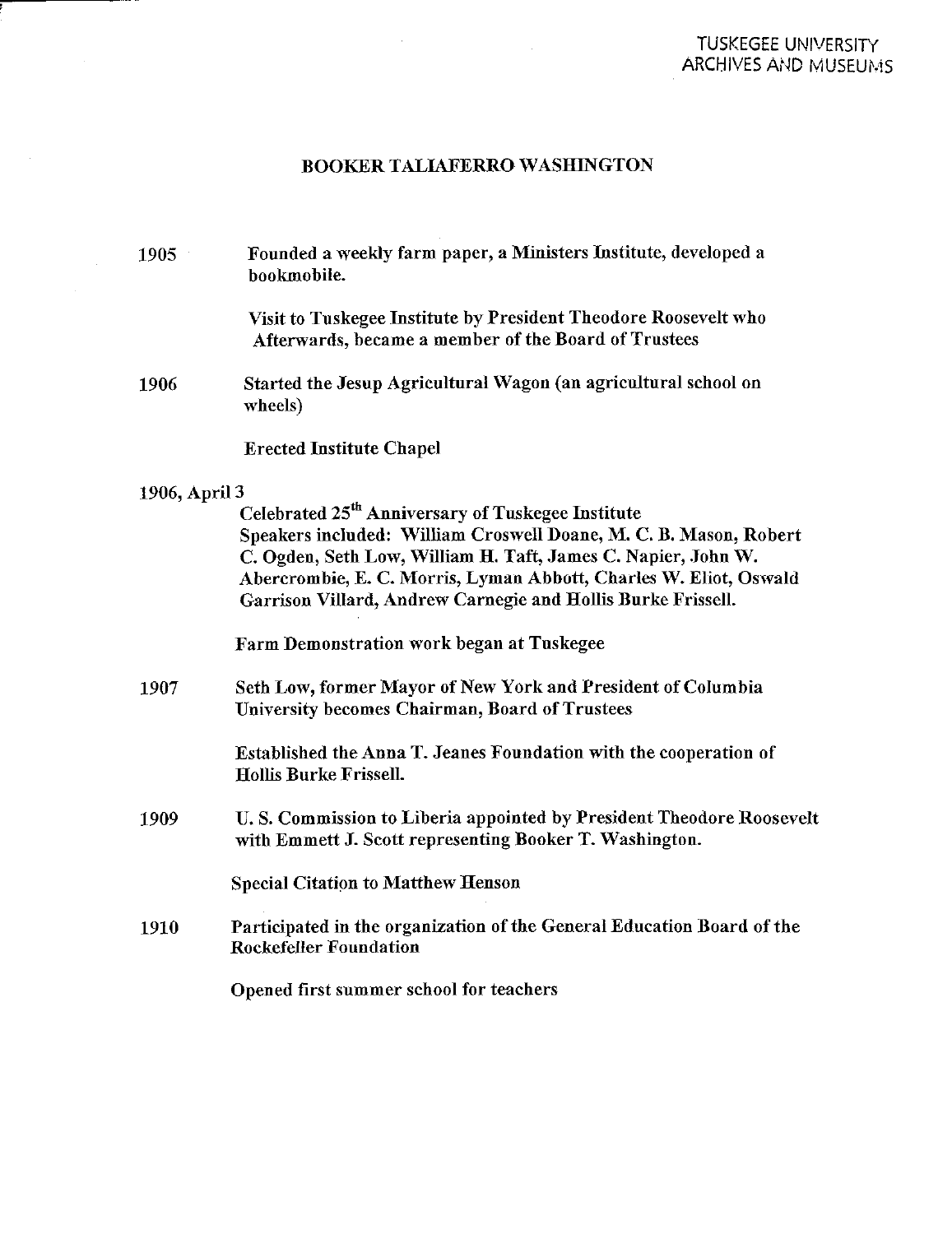## BOOKER TALIAFERRO WASHINGTON

**1905** Founded a weekly farm paper, a Ministers Institute, developed a bookmobile.

Visit to Tuskegee Institute by President Theodore Roosevelt who Afterwards, became a member of the Board of Trustees

**1906** Started the Jesup Agricultural Wagon (an agricultural school on wheels)

Erected Institute Chapel

**1906, April 3**

Celebrated 25th Anniversary of Tuskegee Institute
Speakers included: William Croswell Doane, M. C. B. Mason, Robert C. Ogden, Seth Low, William H. Taft, James C. Napier, John W. Abercrombie, E. C. Morris, Lyman Abbott, Charles W. Eliot, Oswald Garrison Villard, Andrew Carnegie and Hollis Burke Frissell.

Farm Demonstration work began at Tuskegee

**1907** Seth Low, former Mayor of New York and President of Columbia University becomes Chairman, Board of Trustees

Established the Anna T. Jeanes Foundation with the cooperation of Hollis Burke Frissell.

**1909** U. S. Commission to Liberia appointed by President Theodore Roosevelt with Emmett J. Scott representing Booker T. Washington.

Special Citation to Matthew Henson

**1910** Participated in the organization of the General Education Board of the Rockefeller Foundation

Opened first summer school for teachers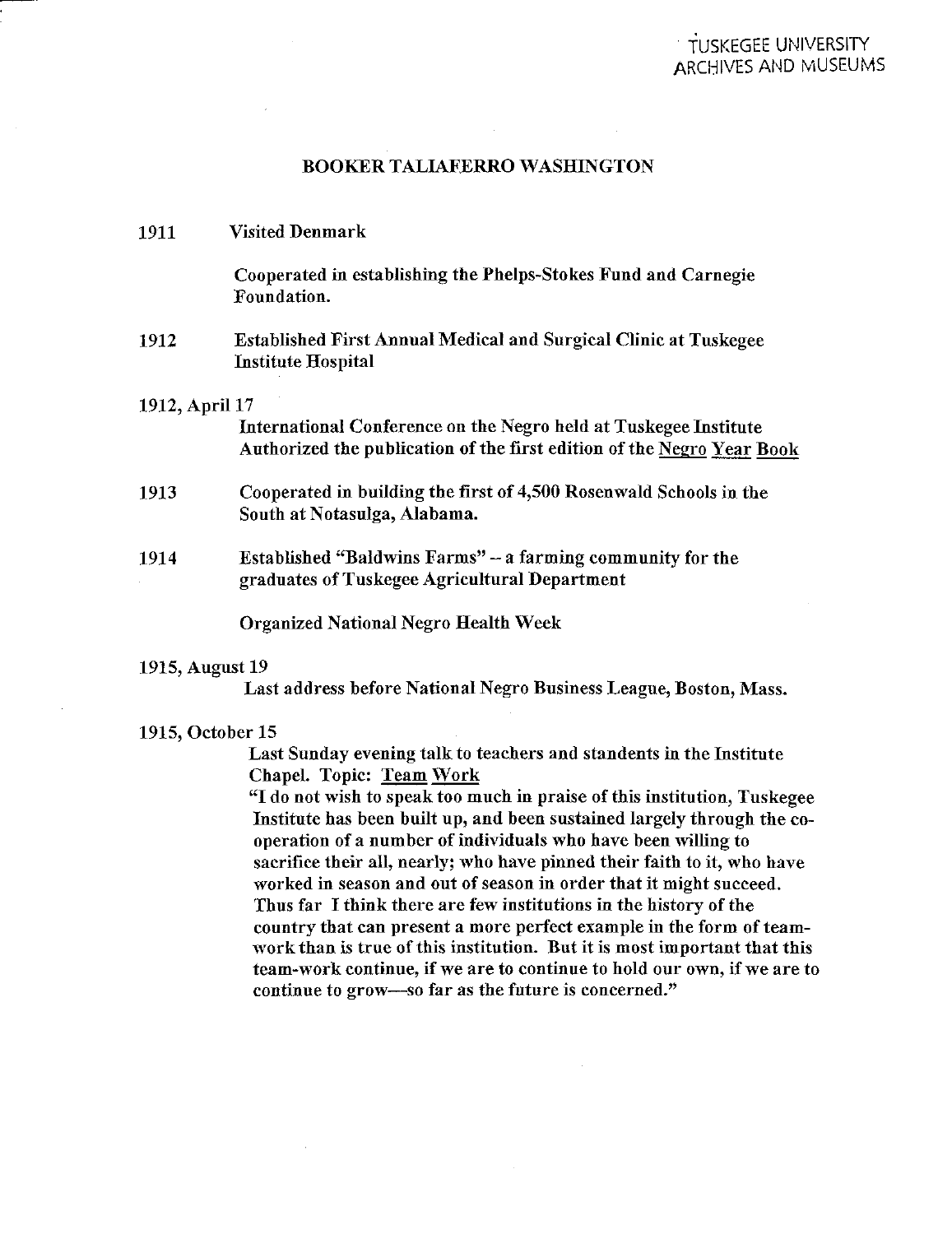TUSKEGEE UNIVERSITY
ARCHIVES AND MUSEUMS

## BOOKER TALIAFERRO WASHINGTON

**1911** Visited Denmark

Cooperated in establishing the Phelps-Stokes Fund and Carnegie Foundation.

**1912** Established First Annual Medical and Surgical Clinic at Tuskegee Institute Hospital

**1912, April 17**

International Conference on the Negro held at Tuskegee Institute
Authorized the publication of the first edition of the Negro Year Book

**1913** Cooperated in building the first of 4,500 Rosenwald Schools in the South at Notasulga, Alabama.

**1914** Established "Baldwins Farms" -- a farming community for the graduates of Tuskegee Agricultural Department

Organized National Negro Health Week

**1915, August 19**

Last address before National Negro Business League, Boston, Mass.

**1915, October 15**

Last Sunday evening talk to teachers and standents in the Institute Chapel. Topic: Team Work

"I do not wish to speak too much in praise of this institution, Tuskegee Institute has been built up, and been sustained largely through the co-operation of a number of individuals who have been willing to sacrifice their all, nearly; who have pinned their faith to it, who have worked in season and out of season in order that it might succeed. Thus far I think there are few institutions in the history of the country that can present a more perfect example in the form of team-work than is true of this institution. But it is most important that this team-work continue, if we are to continue to hold our own, if we are to continue to grow—so far as the future is concerned."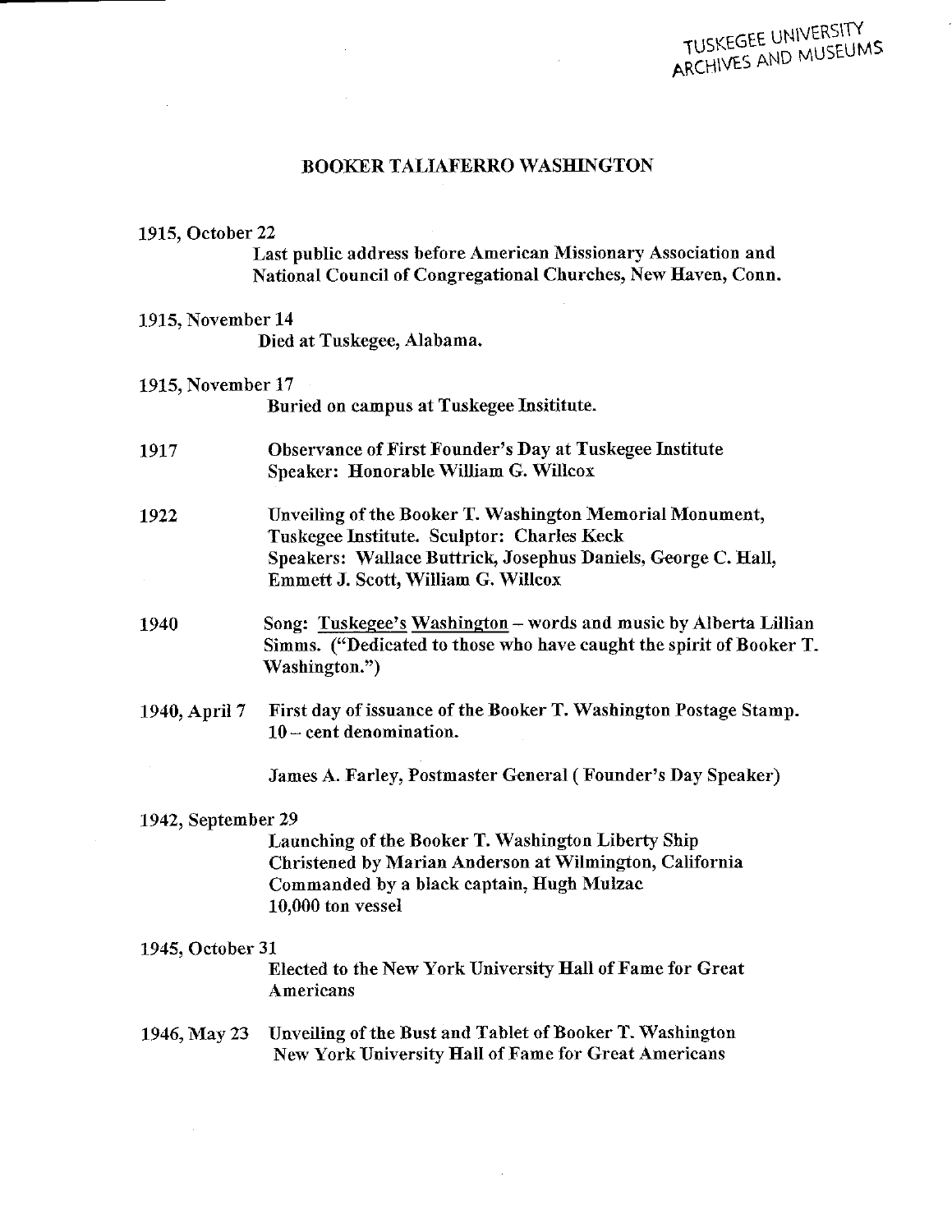TUSKEGEE UNIVERSITY ARCHIVES AND MUSEUMS

## BOOKER TALIAFERRO WASHINGTON

**1915, October 22**
Last public address before American Missionary Association and National Council of Congregational Churches, New Haven, Conn.

**1915, November 14**
Died at Tuskegee, Alabama.

**1915, November 17**
Buried on campus at Tuskegee Insititute.

**1917**
Observance of First Founder's Day at Tuskegee Institute
Speaker: Honorable William G. Willcox

**1922**
Unveiling of the Booker T. Washington Memorial Monument, Tuskegee Institute. Sculptor: Charles Keck
Speakers: Wallace Buttrick, Josephus Daniels, George C. Hall, Emmett J. Scott, William G. Willcox

**1940**
Song: Tuskegee's Washington – words and music by Alberta Lillian Simms. ("Dedicated to those who have caught the spirit of Booker T. Washington.")

**1940, April 7**
First day of issuance of the Booker T. Washington Postage Stamp. 10 – cent denomination.

James A. Farley, Postmaster General ( Founder's Day Speaker)

**1942, September 29**
Launching of the Booker T. Washington Liberty Ship
Christened by Marian Anderson at Wilmington, California
Commanded by a black captain, Hugh Mulzac
10,000 ton vessel

**1945, October 31**
Elected to the New York University Hall of Fame for Great Americans

**1946, May 23**
Unveiling of the Bust and Tablet of Booker T. Washington
New York University Hall of Fame for Great Americans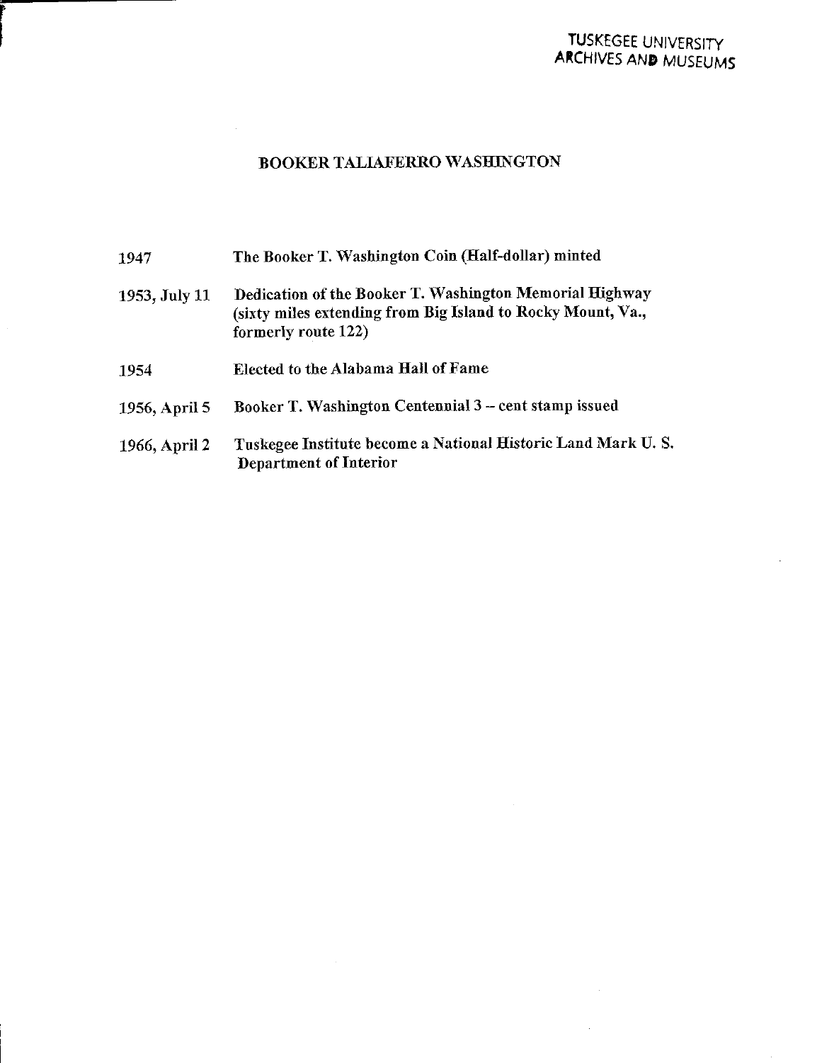TUSKEGEE UNIVERSITY
ARCHIVES AND MUSEUMS

# BOOKER TALIAFERRO WASHINGTON

| | |
|---|---|
| 1947 | The Booker T. Washington Coin (Half-dollar) minted |
| 1953, July 11 | Dedication of the Booker T. Washington Memorial Highway (sixty miles extending from Big Island to Rocky Mount, Va., formerly route 122) |
| 1954 | Elected to the Alabama Hall of Fame |
| 1956, April 5 | Booker T. Washington Centennial 3 -- cent stamp issued |
| 1966, April 2 | Tuskegee Institute become a National Historic Land Mark U. S. Department of Interior |